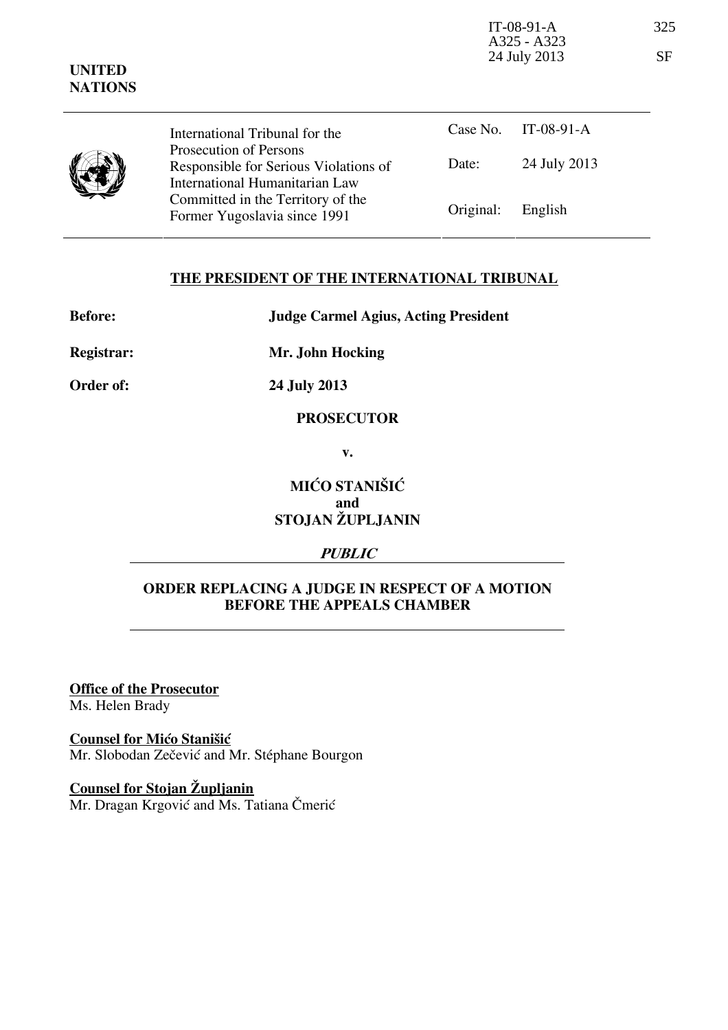IT-08-91-A
A325 - A323
24 July 2013

325

SF

**UNITED NATIONS**

| International Tribunal for the Prosecution of Persons Responsible for Serious Violations of International Humanitarian Law Committed in the Territory of the Former Yugoslavia since 1991 | | |
|---|---|---|
| | Case No. | IT-08-91-A |
| | Date: | 24 July 2013 |
| | Original: | English |

## THE PRESIDENT OF THE INTERNATIONAL TRIBUNAL

**Before:** **Judge Carmel Agius, Acting President**

**Registrar:** **Mr. John Hocking**

**Order of:** **24 July 2013**

**PROSECUTOR**

**v.**

**MIĆO STANIŠIĆ**
**and**
**STOJAN ŽUPLJANIN**

***PUBLIC***

## ORDER REPLACING A JUDGE IN RESPECT OF A MOTION BEFORE THE APPEALS CHAMBER

**Office of the Prosecutor**
Ms. Helen Brady

**Counsel for Mićo Stanišić**
Mr. Slobodan Zečević and Mr. Stéphane Bourgon

**Counsel for Stojan Župljanin**
Mr. Dragan Krgović and Ms. Tatiana Čmerić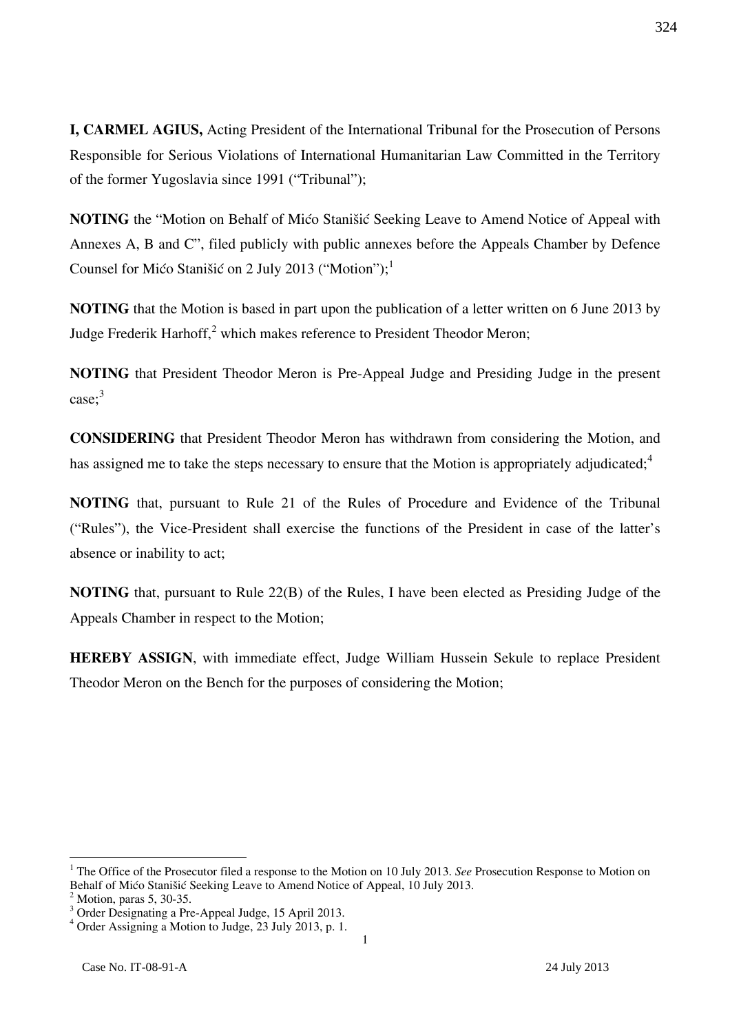**I, CARMEL AGIUS,** Acting President of the International Tribunal for the Prosecution of Persons Responsible for Serious Violations of International Humanitarian Law Committed in the Territory of the former Yugoslavia since 1991 ("Tribunal");

**NOTING** the "Motion on Behalf of Mićo Stanišić Seeking Leave to Amend Notice of Appeal with Annexes A, B and C", filed publicly with public annexes before the Appeals Chamber by Defence Counsel for Mićo Stanišić on 2 July 2013 ("Motion");[1]

**NOTING** that the Motion is based in part upon the publication of a letter written on 6 June 2013 by Judge Frederik Harhoff,[2] which makes reference to President Theodor Meron;

**NOTING** that President Theodor Meron is Pre-Appeal Judge and Presiding Judge in the present case;[3]

**CONSIDERING** that President Theodor Meron has withdrawn from considering the Motion, and has assigned me to take the steps necessary to ensure that the Motion is appropriately adjudicated;[4]

**NOTING** that, pursuant to Rule 21 of the Rules of Procedure and Evidence of the Tribunal ("Rules"), the Vice-President shall exercise the functions of the President in case of the latter's absence or inability to act;

**NOTING** that, pursuant to Rule 22(B) of the Rules, I have been elected as Presiding Judge of the Appeals Chamber in respect to the Motion;

**HEREBY ASSIGN**, with immediate effect, Judge William Hussein Sekule to replace President Theodor Meron on the Bench for the purposes of considering the Motion;

---

[1] The Office of the Prosecutor filed a response to the Motion on 10 July 2013. *See* Prosecution Response to Motion on Behalf of Mićo Stanišić Seeking Leave to Amend Notice of Appeal, 10 July 2013.

[2] Motion, paras 5, 30-35.

[3] Order Designating a Pre-Appeal Judge, 15 April 2013.

[4] Order Assigning a Motion to Judge, 23 July 2013, p. 1.

Case No. IT-08-91-A 24 July 2013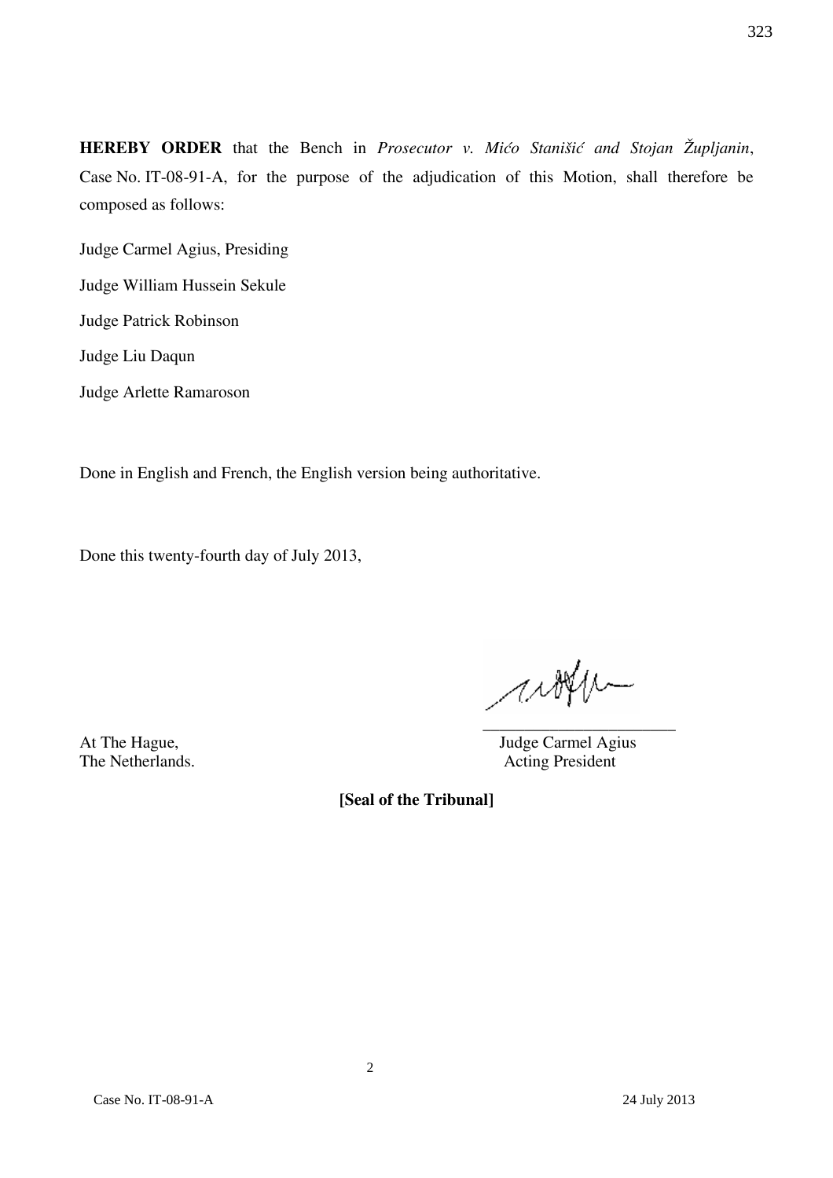**HEREBY ORDER** that the Bench in *Prosecutor v. Mićo Stanišić and Stojan Župljanin*, Case No. IT-08-91-A, for the purpose of the adjudication of this Motion, shall therefore be composed as follows:

Judge Carmel Agius, Presiding

Judge William Hussein Sekule

Judge Patrick Robinson

Judge Liu Daqun

Judge Arlette Ramaroson

Done in English and French, the English version being authoritative.

Done this twenty-fourth day of July 2013,

At The Hague,
The Netherlands.

\_\_\_\_\_\_\_\_\_\_\_\_\_\_\_\_\_\_\_\_\_\_\_\_
Judge Carmel Agius
Acting President

**[Seal of the Tribunal]**